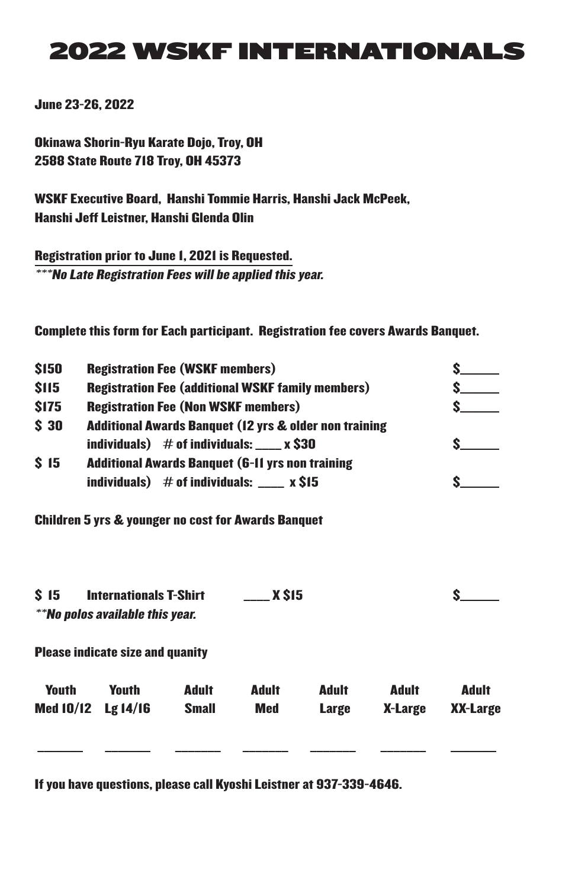# 2022 WSKF INTERNATIONALS

**June 23-26, 2022**

**Okinawa Shorin-Ryu Karate Dojo, Troy, OH**
**2588 State Route 718 Troy, OH 45373**

**WSKF Executive Board, Hanshi Tommie Harris, Hanshi Jack McPeek,**
**Hanshi Jeff Leistner, Hanshi Glenda Olin**

**Registration prior to June 1, 2021 is Requested.**
****\*No Late Registration Fees will be applied this year.***

**Complete this form for Each participant. Registration fee covers Awards Banquet.**

| | | |
|---|---|---|
| **$150** | **Registration Fee (WSKF members)** | **$______** |
| **$115** | **Registration Fee (additional WSKF family members)** | **$______** |
| **$175** | **Registration Fee (Non WSKF members)** | **$______** |
| **$ 30** | **Additional Awards Banquet (12 yrs & older non training individuals) # of individuals: ____ x $30** | **$______** |
| **$ 15** | **Additional Awards Banquet (6-11 yrs non training individuals) # of individuals: ____ x $15** | **$______** |

**Children 5 yrs & younger no cost for Awards Banquet**

| | | | |
|---|---|---|---|
| **$ 15** | **Internationals T-Shirt** | **____ X $15** | **$______** |

***\*\*No polos available this year.***

**Please indicate size and quanity**

| Youth Med 10/12 | Youth Lg 14/16 | Adult Small | Adult Med | Adult Large | Adult X-Large | Adult XX-Large |
|---|---|---|---|---|---|---|
| _______ | _______ | _______ | _______ | _______ | _______ | _______ |

**If you have questions, please call Kyoshi Leistner at 937-339-4646.**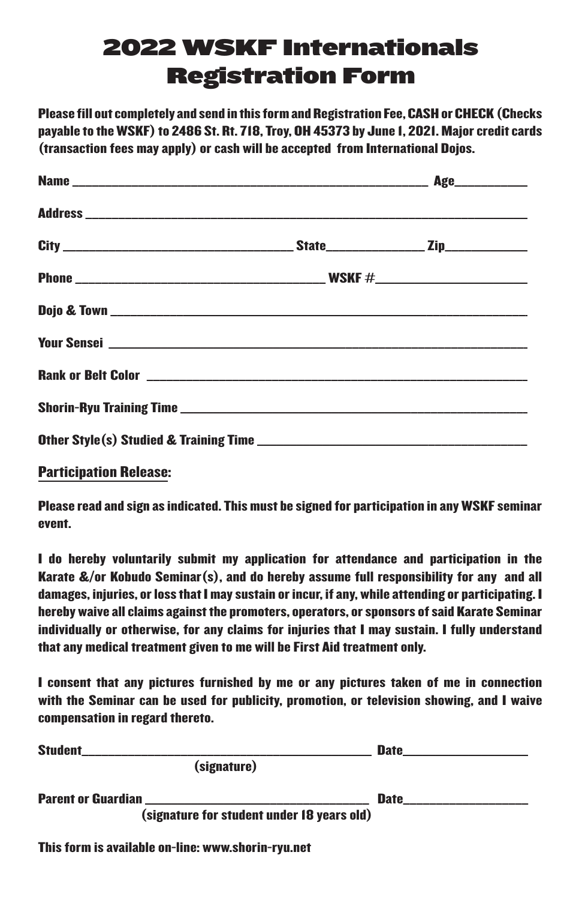# 2022 WSKF Internationals Registration Form

**Please fill out completely and send in this form and Registration Fee, CASH or CHECK (Checks payable to the WSKF) to 2486 St. Rt. 718, Troy, OH 45373 by June 1, 2021. Major credit cards (transaction fees may apply) or cash will be accepted from International Dojos.**

**Name** ______________________________ **Age**__________

**Address** ______________________________________________

**City** ______________________ **State**____________ **Zip**__________

**Phone** ________________________ **WSKF #**_________________

**Dojo & Town** __________________________________________

**Your Sensei** __________________________________________

**Rank or Belt Color** _____________________________________

**Shorin-Ryu Training Time** ________________________________

**Other Style(s) Studied & Training Time** _____________________

## Participation Release:

**Please read and sign as indicated. This must be signed for participation in any WSKF seminar event.**

**I do hereby voluntarily submit my application for attendance and participation in the Karate &/or Kobudo Seminar(s), and do hereby assume full responsibility for any and all damages, injuries, or loss that I may sustain or incur, if any, while attending or participating. I hereby waive all claims against the promoters, operators, or sponsors of said Karate Seminar individually or otherwise, for any claims for injuries that I may sustain. I fully understand that any medical treatment given to me will be First Aid treatment only.**

**I consent that any pictures furnished by me or any pictures taken of me in connection with the Seminar can be used for publicity, promotion, or television showing, and I waive compensation in regard thereto.**

**Student**______________________________ **Date**______________
(signature)

**Parent or Guardian** ________________________ **Date**______________
(signature for student under 18 years old)

**This form is available on-line: www.shorin-ryu.net**